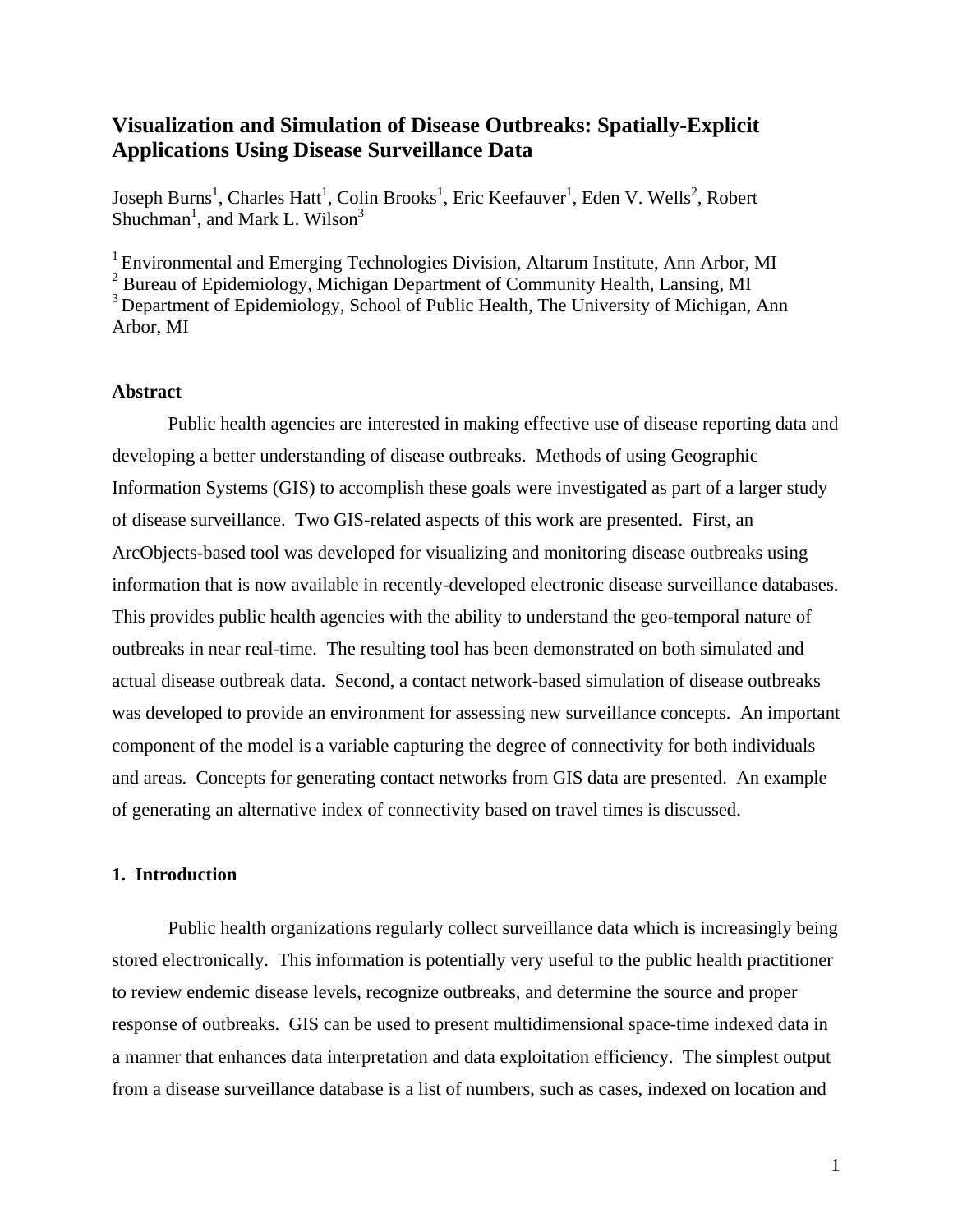# Visualization and Simulation of Disease Outbreaks: Spatially-Explicit Applications Using Disease Surveillance Data

Joseph Burns[1], Charles Hatt[1], Colin Brooks[1], Eric Keefauver[1], Eden V. Wells[2], Robert Shuchman[1], and Mark L. Wilson[3]

[1] Environmental and Emerging Technologies Division, Altarum Institute, Ann Arbor, MI
[2] Bureau of Epidemiology, Michigan Department of Community Health, Lansing, MI
[3] Department of Epidemiology, School of Public Health, The University of Michigan, Ann Arbor, MI

### Abstract

Public health agencies are interested in making effective use of disease reporting data and developing a better understanding of disease outbreaks. Methods of using Geographic Information Systems (GIS) to accomplish these goals were investigated as part of a larger study of disease surveillance. Two GIS-related aspects of this work are presented. First, an ArcObjects-based tool was developed for visualizing and monitoring disease outbreaks using information that is now available in recently-developed electronic disease surveillance databases. This provides public health agencies with the ability to understand the geo-temporal nature of outbreaks in near real-time. The resulting tool has been demonstrated on both simulated and actual disease outbreak data. Second, a contact network-based simulation of disease outbreaks was developed to provide an environment for assessing new surveillance concepts. An important component of the model is a variable capturing the degree of connectivity for both individuals and areas. Concepts for generating contact networks from GIS data are presented. An example of generating an alternative index of connectivity based on travel times is discussed.

### 1. Introduction

Public health organizations regularly collect surveillance data which is increasingly being stored electronically. This information is potentially very useful to the public health practitioner to review endemic disease levels, recognize outbreaks, and determine the source and proper response of outbreaks. GIS can be used to present multidimensional space-time indexed data in a manner that enhances data interpretation and data exploitation efficiency. The simplest output from a disease surveillance database is a list of numbers, such as cases, indexed on location and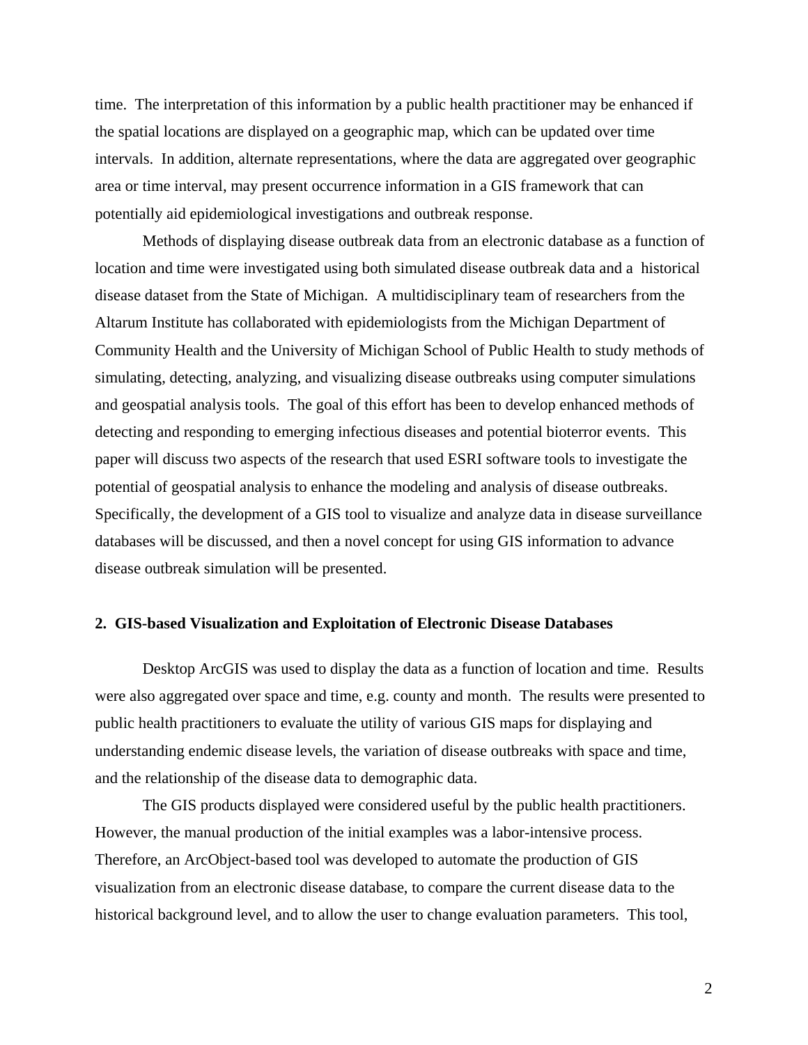time. The interpretation of this information by a public health practitioner may be enhanced if the spatial locations are displayed on a geographic map, which can be updated over time intervals. In addition, alternate representations, where the data are aggregated over geographic area or time interval, may present occurrence information in a GIS framework that can potentially aid epidemiological investigations and outbreak response.

Methods of displaying disease outbreak data from an electronic database as a function of location and time were investigated using both simulated disease outbreak data and a historical disease dataset from the State of Michigan. A multidisciplinary team of researchers from the Altarum Institute has collaborated with epidemiologists from the Michigan Department of Community Health and the University of Michigan School of Public Health to study methods of simulating, detecting, analyzing, and visualizing disease outbreaks using computer simulations and geospatial analysis tools. The goal of this effort has been to develop enhanced methods of detecting and responding to emerging infectious diseases and potential bioterror events. This paper will discuss two aspects of the research that used ESRI software tools to investigate the potential of geospatial analysis to enhance the modeling and analysis of disease outbreaks. Specifically, the development of a GIS tool to visualize and analyze data in disease surveillance databases will be discussed, and then a novel concept for using GIS information to advance disease outbreak simulation will be presented.

## 2. GIS-based Visualization and Exploitation of Electronic Disease Databases

Desktop ArcGIS was used to display the data as a function of location and time. Results were also aggregated over space and time, e.g. county and month. The results were presented to public health practitioners to evaluate the utility of various GIS maps for displaying and understanding endemic disease levels, the variation of disease outbreaks with space and time, and the relationship of the disease data to demographic data.

The GIS products displayed were considered useful by the public health practitioners. However, the manual production of the initial examples was a labor-intensive process. Therefore, an ArcObject-based tool was developed to automate the production of GIS visualization from an electronic disease database, to compare the current disease data to the historical background level, and to allow the user to change evaluation parameters. This tool,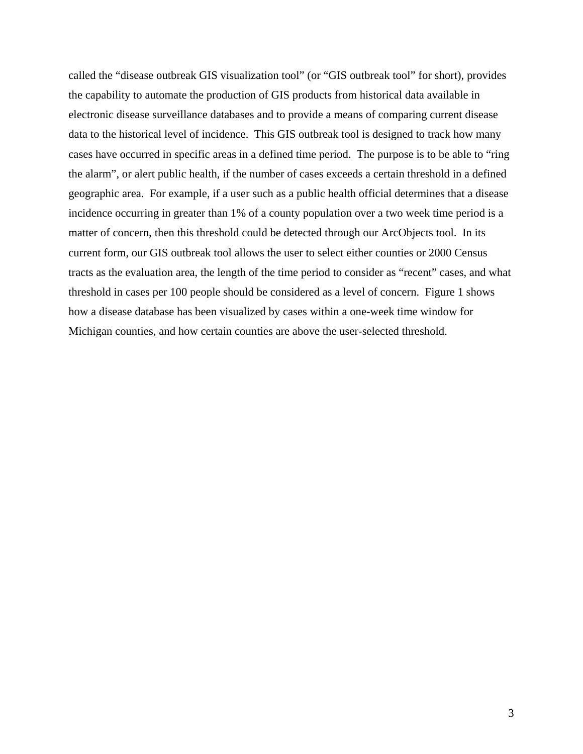called the “disease outbreak GIS visualization tool” (or “GIS outbreak tool” for short), provides the capability to automate the production of GIS products from historical data available in electronic disease surveillance databases and to provide a means of comparing current disease data to the historical level of incidence. This GIS outbreak tool is designed to track how many cases have occurred in specific areas in a defined time period. The purpose is to be able to “ring the alarm”, or alert public health, if the number of cases exceeds a certain threshold in a defined geographic area. For example, if a user such as a public health official determines that a disease incidence occurring in greater than 1% of a county population over a two week time period is a matter of concern, then this threshold could be detected through our ArcObjects tool. In its current form, our GIS outbreak tool allows the user to select either counties or 2000 Census tracts as the evaluation area, the length of the time period to consider as “recent” cases, and what threshold in cases per 100 people should be considered as a level of concern. Figure 1 shows how a disease database has been visualized by cases within a one-week time window for Michigan counties, and how certain counties are above the user-selected threshold.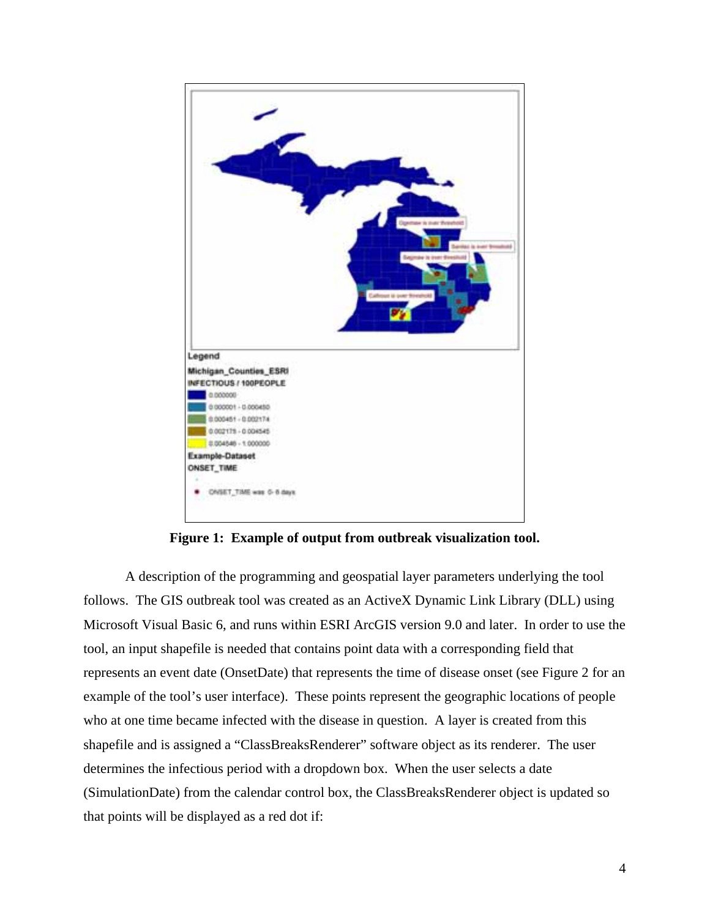**Figure 1: Example of output from outbreak visualization tool.**

A description of the programming and geospatial layer parameters underlying the tool follows. The GIS outbreak tool was created as an ActiveX Dynamic Link Library (DLL) using Microsoft Visual Basic 6, and runs within ESRI ArcGIS version 9.0 and later. In order to use the tool, an input shapefile is needed that contains point data with a corresponding field that represents an event date (OnsetDate) that represents the time of disease onset (see Figure 2 for an example of the tool's user interface). These points represent the geographic locations of people who at one time became infected with the disease in question. A layer is created from this shapefile and is assigned a "ClassBreaksRenderer" software object as its renderer. The user determines the infectious period with a dropdown box. When the user selects a date (SimulationDate) from the calendar control box, the ClassBreaksRenderer object is updated so that points will be displayed as a red dot if: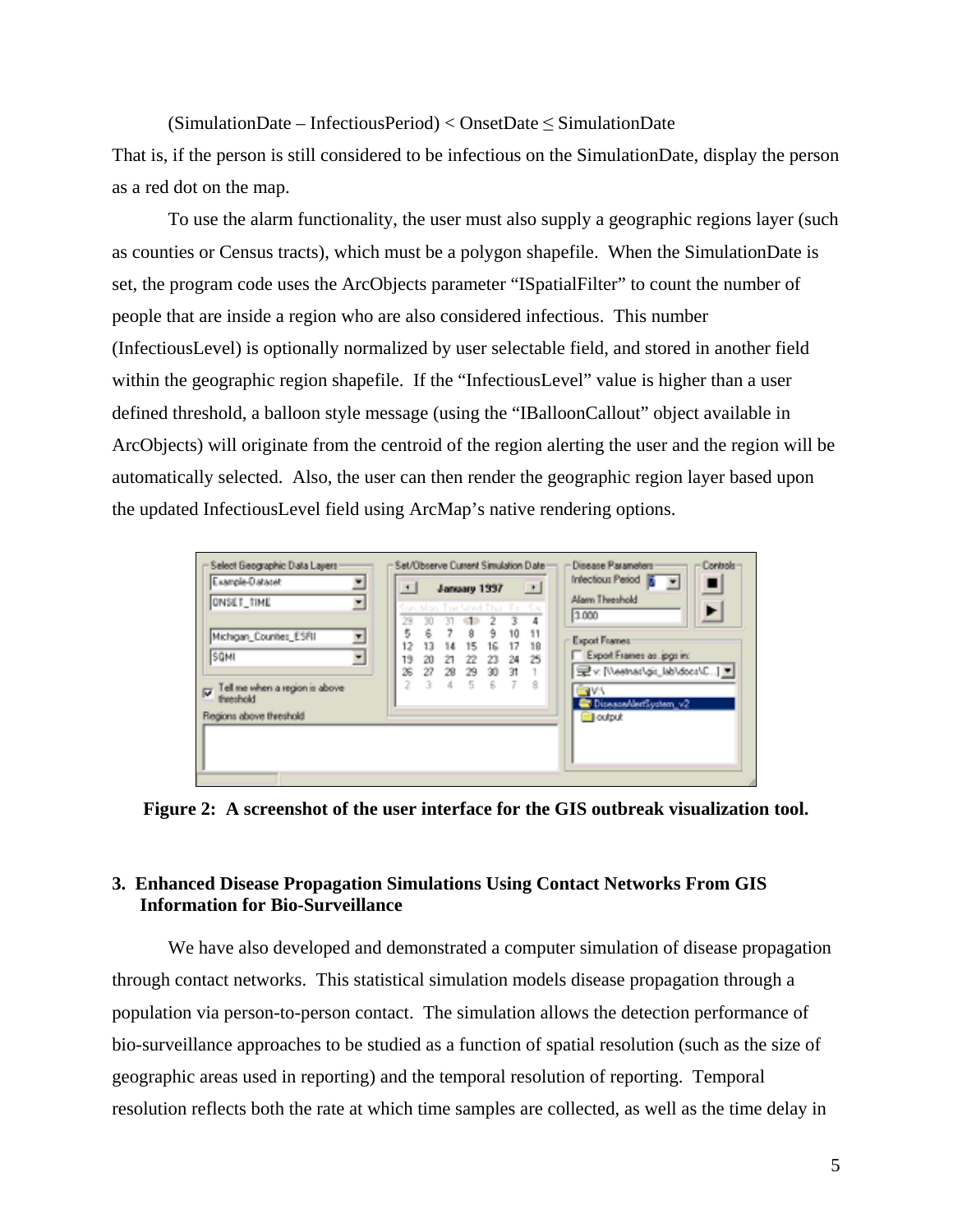(SimulationDate – InfectiousPeriod) < OnsetDate ≤ SimulationDate

That is, if the person is still considered to be infectious on the SimulationDate, display the person as a red dot on the map.

To use the alarm functionality, the user must also supply a geographic regions layer (such as counties or Census tracts), which must be a polygon shapefile. When the SimulationDate is set, the program code uses the ArcObjects parameter "ISpatialFilter" to count the number of people that are inside a region who are also considered infectious. This number (InfectiousLevel) is optionally normalized by user selectable field, and stored in another field within the geographic region shapefile. If the "InfectiousLevel" value is higher than a user defined threshold, a balloon style message (using the "IBalloonCallout" object available in ArcObjects) will originate from the centroid of the region alerting the user and the region will be automatically selected. Also, the user can then render the geographic region layer based upon the updated InfectiousLevel field using ArcMap's native rendering options.

**Figure 2: A screenshot of the user interface for the GIS outbreak visualization tool.**

## 3. Enhanced Disease Propagation Simulations Using Contact Networks From GIS Information for Bio-Surveillance

We have also developed and demonstrated a computer simulation of disease propagation through contact networks. This statistical simulation models disease propagation through a population via person-to-person contact. The simulation allows the detection performance of bio-surveillance approaches to be studied as a function of spatial resolution (such as the size of geographic areas used in reporting) and the temporal resolution of reporting. Temporal resolution reflects both the rate at which time samples are collected, as well as the time delay in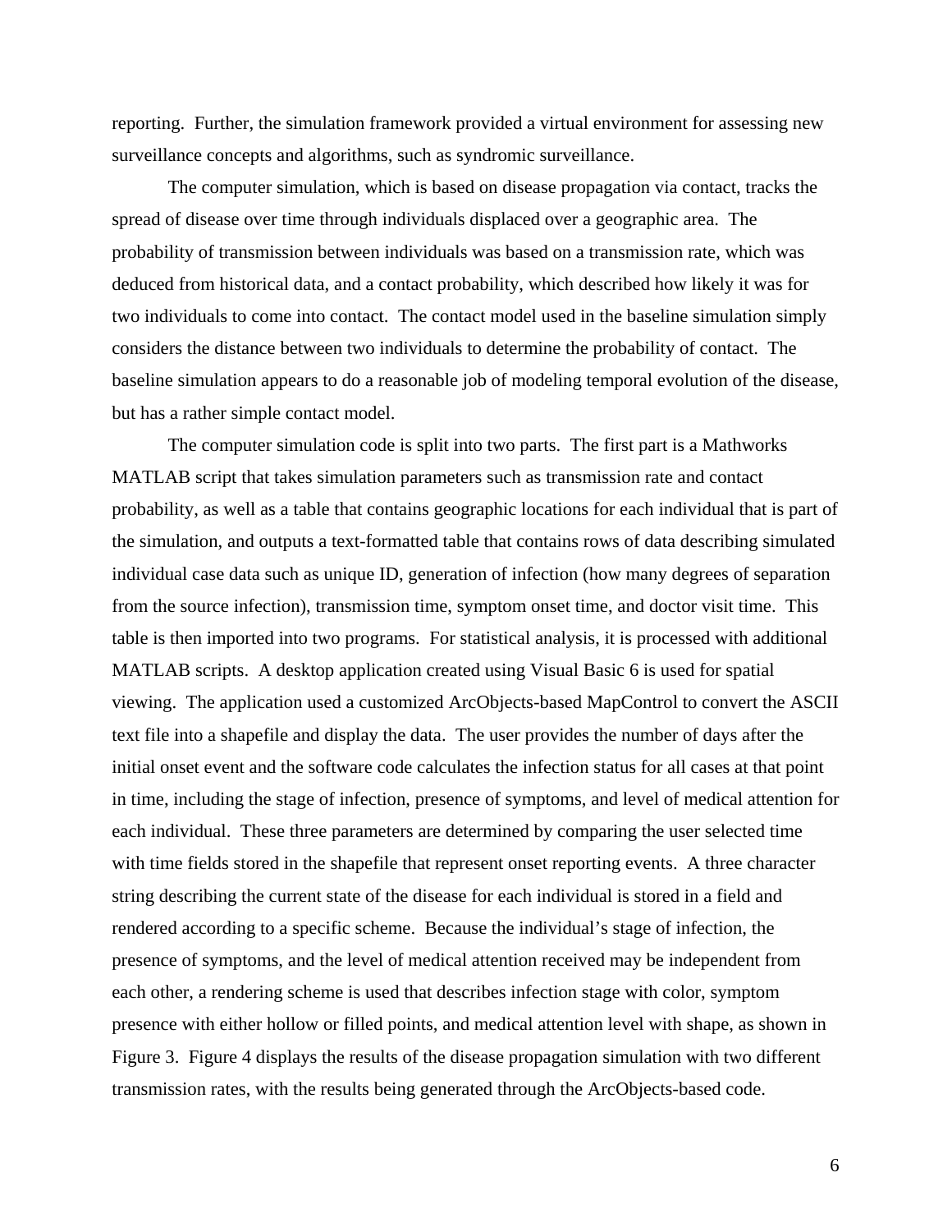reporting. Further, the simulation framework provided a virtual environment for assessing new surveillance concepts and algorithms, such as syndromic surveillance.

The computer simulation, which is based on disease propagation via contact, tracks the spread of disease over time through individuals displaced over a geographic area. The probability of transmission between individuals was based on a transmission rate, which was deduced from historical data, and a contact probability, which described how likely it was for two individuals to come into contact. The contact model used in the baseline simulation simply considers the distance between two individuals to determine the probability of contact. The baseline simulation appears to do a reasonable job of modeling temporal evolution of the disease, but has a rather simple contact model.

The computer simulation code is split into two parts. The first part is a Mathworks MATLAB script that takes simulation parameters such as transmission rate and contact probability, as well as a table that contains geographic locations for each individual that is part of the simulation, and outputs a text-formatted table that contains rows of data describing simulated individual case data such as unique ID, generation of infection (how many degrees of separation from the source infection), transmission time, symptom onset time, and doctor visit time. This table is then imported into two programs. For statistical analysis, it is processed with additional MATLAB scripts. A desktop application created using Visual Basic 6 is used for spatial viewing. The application used a customized ArcObjects-based MapControl to convert the ASCII text file into a shapefile and display the data. The user provides the number of days after the initial onset event and the software code calculates the infection status for all cases at that point in time, including the stage of infection, presence of symptoms, and level of medical attention for each individual. These three parameters are determined by comparing the user selected time with time fields stored in the shapefile that represent onset reporting events. A three character string describing the current state of the disease for each individual is stored in a field and rendered according to a specific scheme. Because the individual's stage of infection, the presence of symptoms, and the level of medical attention received may be independent from each other, a rendering scheme is used that describes infection stage with color, symptom presence with either hollow or filled points, and medical attention level with shape, as shown in Figure 3. Figure 4 displays the results of the disease propagation simulation with two different transmission rates, with the results being generated through the ArcObjects-based code.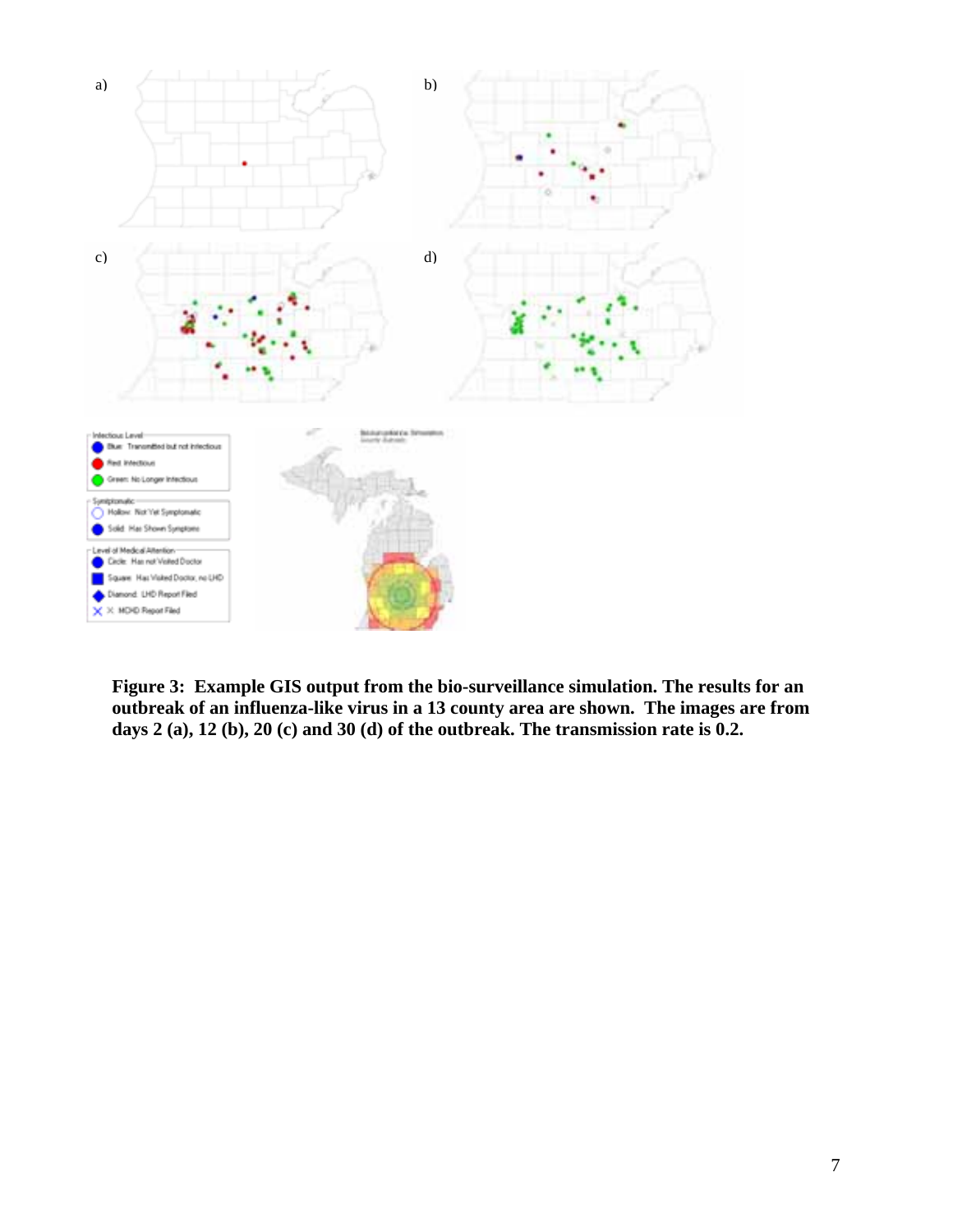**Figure 3: Example GIS output from the bio-surveillance simulation. The results for an outbreak of an influenza-like virus in a 13 county area are shown. The images are from days 2 (a), 12 (b), 20 (c) and 30 (d) of the outbreak. The transmission rate is 0.2.**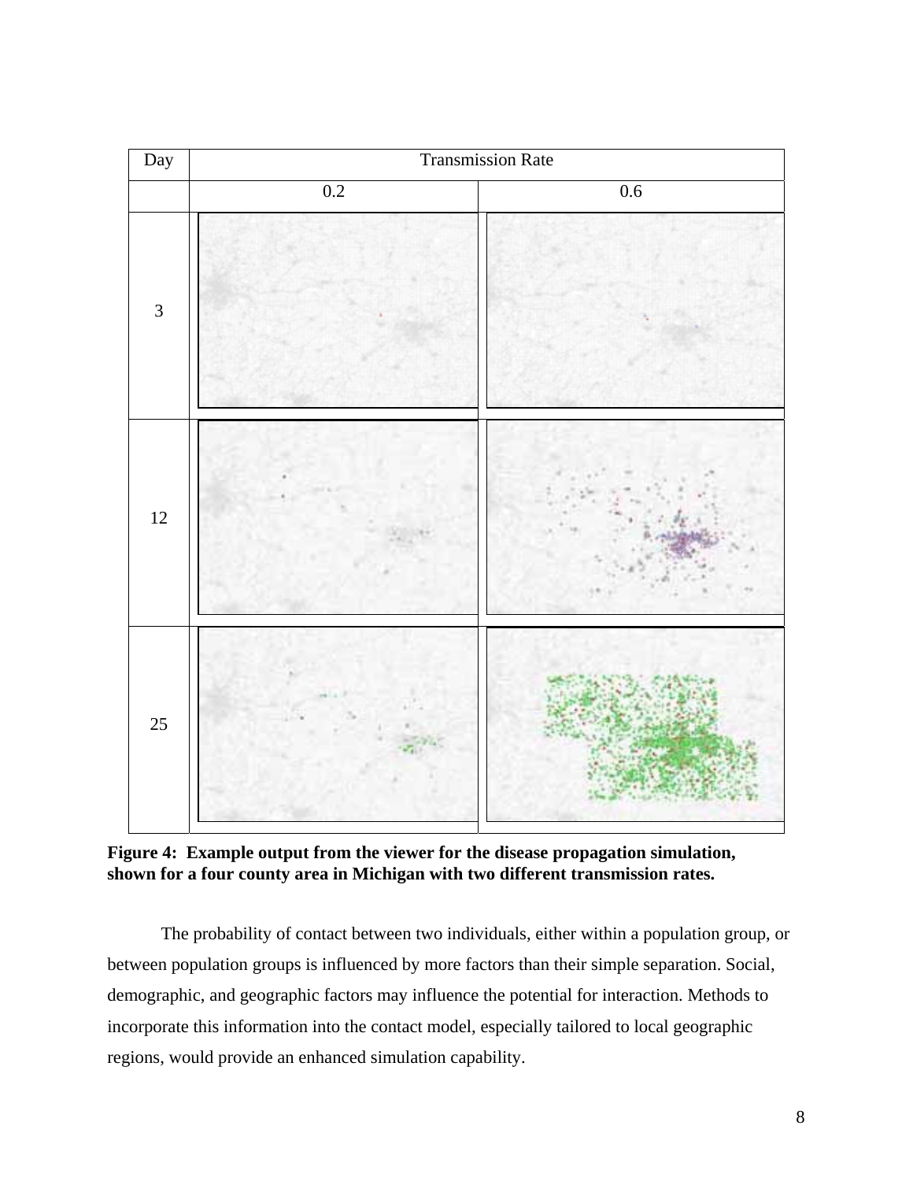| Day | Transmission Rate | |
|---|---|---|
| | 0.2 | 0.6 |
| 3 | | |
| 12 | | |
| 25 | | |

**Figure 4: Example output from the viewer for the disease propagation simulation, shown for a four county area in Michigan with two different transmission rates.**

The probability of contact between two individuals, either within a population group, or between population groups is influenced by more factors than their simple separation. Social, demographic, and geographic factors may influence the potential for interaction. Methods to incorporate this information into the contact model, especially tailored to local geographic regions, would provide an enhanced simulation capability.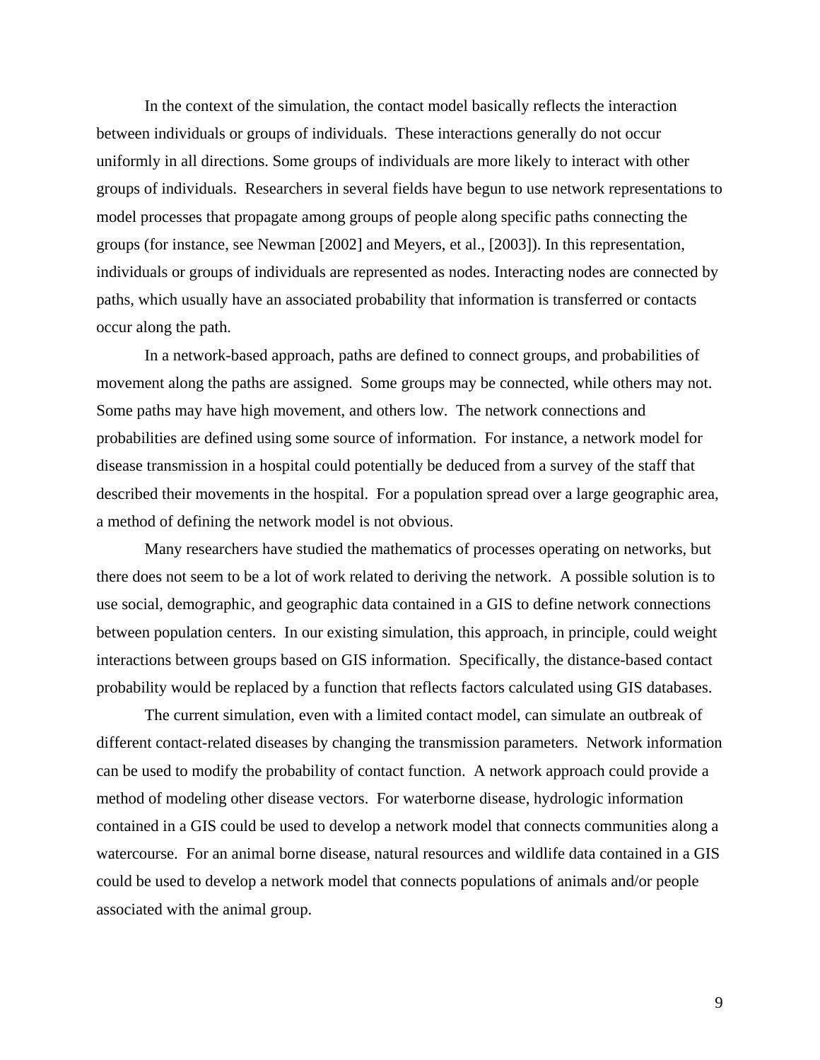In the context of the simulation, the contact model basically reflects the interaction between individuals or groups of individuals. These interactions generally do not occur uniformly in all directions. Some groups of individuals are more likely to interact with other groups of individuals. Researchers in several fields have begun to use network representations to model processes that propagate among groups of people along specific paths connecting the groups (for instance, see Newman [2002] and Meyers, et al., [2003]). In this representation, individuals or groups of individuals are represented as nodes. Interacting nodes are connected by paths, which usually have an associated probability that information is transferred or contacts occur along the path.

In a network-based approach, paths are defined to connect groups, and probabilities of movement along the paths are assigned. Some groups may be connected, while others may not. Some paths may have high movement, and others low. The network connections and probabilities are defined using some source of information. For instance, a network model for disease transmission in a hospital could potentially be deduced from a survey of the staff that described their movements in the hospital. For a population spread over a large geographic area, a method of defining the network model is not obvious.

Many researchers have studied the mathematics of processes operating on networks, but there does not seem to be a lot of work related to deriving the network. A possible solution is to use social, demographic, and geographic data contained in a GIS to define network connections between population centers. In our existing simulation, this approach, in principle, could weight interactions between groups based on GIS information. Specifically, the distance-based contact probability would be replaced by a function that reflects factors calculated using GIS databases.

The current simulation, even with a limited contact model, can simulate an outbreak of different contact-related diseases by changing the transmission parameters. Network information can be used to modify the probability of contact function. A network approach could provide a method of modeling other disease vectors. For waterborne disease, hydrologic information contained in a GIS could be used to develop a network model that connects communities along a watercourse. For an animal borne disease, natural resources and wildlife data contained in a GIS could be used to develop a network model that connects populations of animals and/or people associated with the animal group.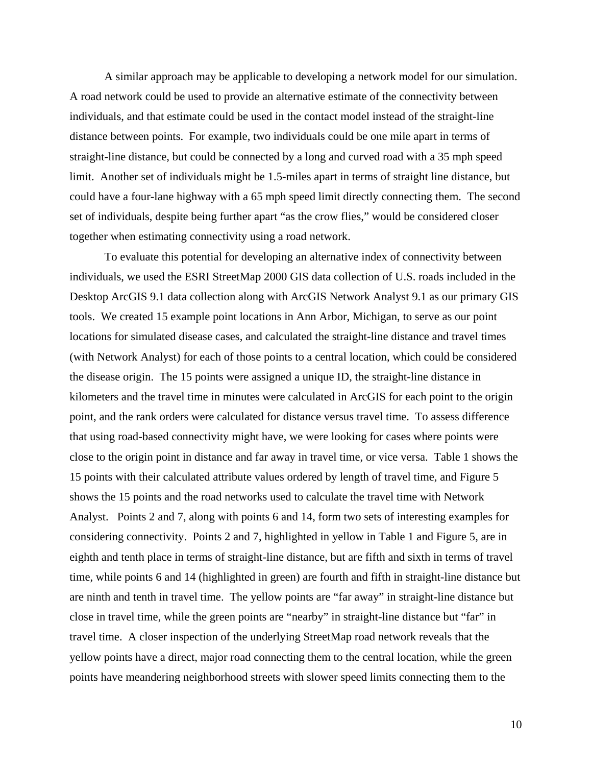A similar approach may be applicable to developing a network model for our simulation. A road network could be used to provide an alternative estimate of the connectivity between individuals, and that estimate could be used in the contact model instead of the straight-line distance between points. For example, two individuals could be one mile apart in terms of straight-line distance, but could be connected by a long and curved road with a 35 mph speed limit. Another set of individuals might be 1.5-miles apart in terms of straight line distance, but could have a four-lane highway with a 65 mph speed limit directly connecting them. The second set of individuals, despite being further apart "as the crow flies," would be considered closer together when estimating connectivity using a road network.

To evaluate this potential for developing an alternative index of connectivity between individuals, we used the ESRI StreetMap 2000 GIS data collection of U.S. roads included in the Desktop ArcGIS 9.1 data collection along with ArcGIS Network Analyst 9.1 as our primary GIS tools. We created 15 example point locations in Ann Arbor, Michigan, to serve as our point locations for simulated disease cases, and calculated the straight-line distance and travel times (with Network Analyst) for each of those points to a central location, which could be considered the disease origin. The 15 points were assigned a unique ID, the straight-line distance in kilometers and the travel time in minutes were calculated in ArcGIS for each point to the origin point, and the rank orders were calculated for distance versus travel time. To assess difference that using road-based connectivity might have, we were looking for cases where points were close to the origin point in distance and far away in travel time, or vice versa. Table 1 shows the 15 points with their calculated attribute values ordered by length of travel time, and Figure 5 shows the 15 points and the road networks used to calculate the travel time with Network Analyst. Points 2 and 7, along with points 6 and 14, form two sets of interesting examples for considering connectivity. Points 2 and 7, highlighted in yellow in Table 1 and Figure 5, are in eighth and tenth place in terms of straight-line distance, but are fifth and sixth in terms of travel time, while points 6 and 14 (highlighted in green) are fourth and fifth in straight-line distance but are ninth and tenth in travel time. The yellow points are "far away" in straight-line distance but close in travel time, while the green points are "nearby" in straight-line distance but "far" in travel time. A closer inspection of the underlying StreetMap road network reveals that the yellow points have a direct, major road connecting them to the central location, while the green points have meandering neighborhood streets with slower speed limits connecting them to the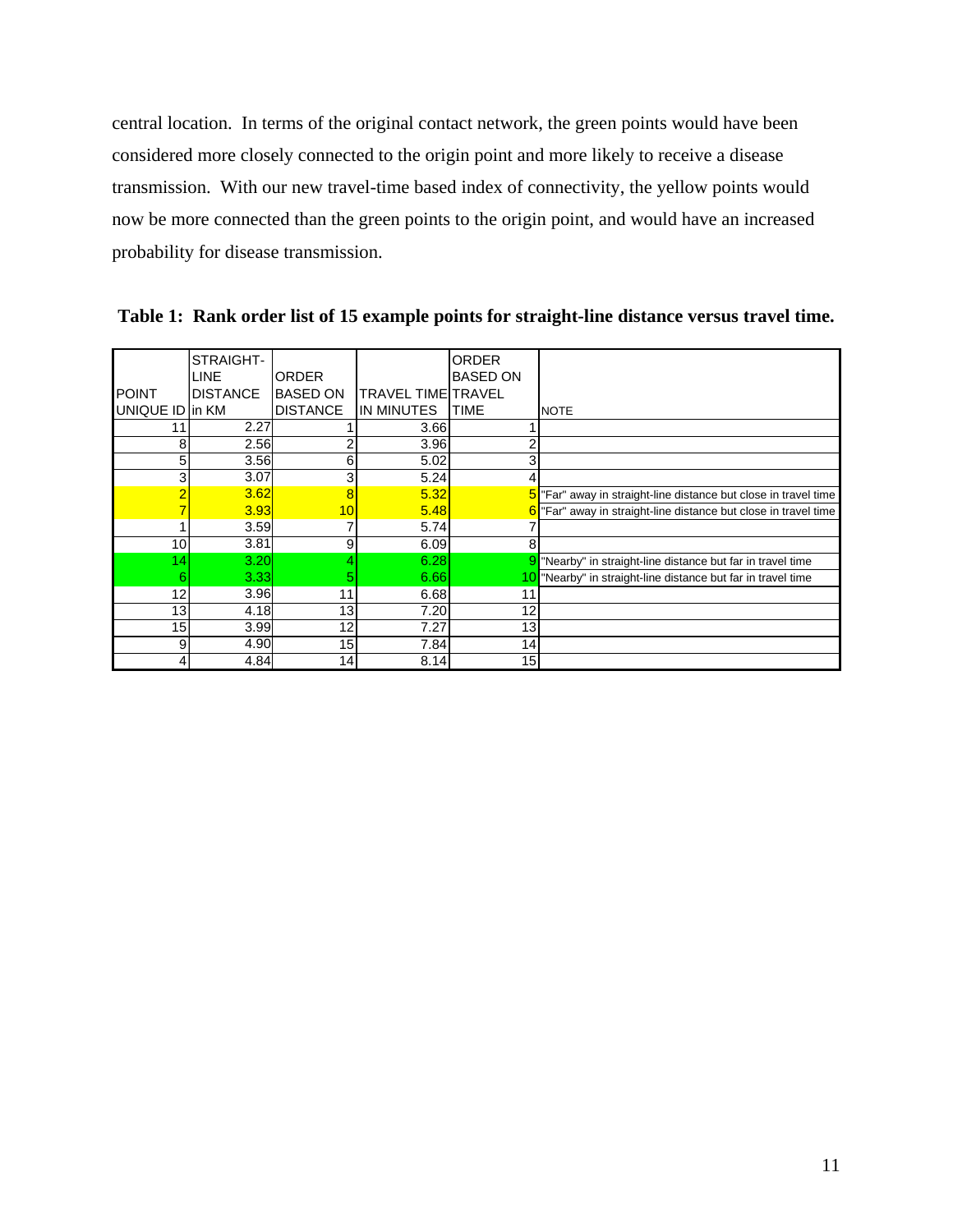central location. In terms of the original contact network, the green points would have been considered more closely connected to the origin point and more likely to receive a disease transmission. With our new travel-time based index of connectivity, the yellow points would now be more connected than the green points to the origin point, and would have an increased probability for disease transmission.

**Table 1: Rank order list of 15 example points for straight-line distance versus travel time.**

| POINT UNIQUE ID | STRAIGHT-LINE DISTANCE in KM | ORDER BASED ON DISTANCE | TRAVEL TIME IN MINUTES | ORDER BASED ON TRAVEL TIME | NOTE |
|---|---|---|---|---|---|
| 11 | 2.27 | 1 | 3.66 | 1 | |
| 8 | 2.56 | 2 | 3.96 | 2 | |
| 5 | 3.56 | 6 | 5.02 | 3 | |
| 3 | 3.07 | 3 | 5.24 | 4 | |
| 2 | 3.62 | 8 | 5.32 | 5 | "Far" away in straight-line distance but close in travel time |
| 7 | 3.93 | 10 | 5.48 | 6 | "Far" away in straight-line distance but close in travel time |
| 1 | 3.59 | 7 | 5.74 | 7 | |
| 10 | 3.81 | 9 | 6.09 | 8 | |
| 14 | 3.20 | 4 | 6.28 | 9 | "Nearby" in straight-line distance but far in travel time |
| 6 | 3.33 | 5 | 6.66 | 10 | "Nearby" in straight-line distance but far in travel time |
| 12 | 3.96 | 11 | 6.68 | 11 | |
| 13 | 4.18 | 13 | 7.20 | 12 | |
| 15 | 3.99 | 12 | 7.27 | 13 | |
| 9 | 4.90 | 15 | 7.84 | 14 | |
| 4 | 4.84 | 14 | 8.14 | 15 | |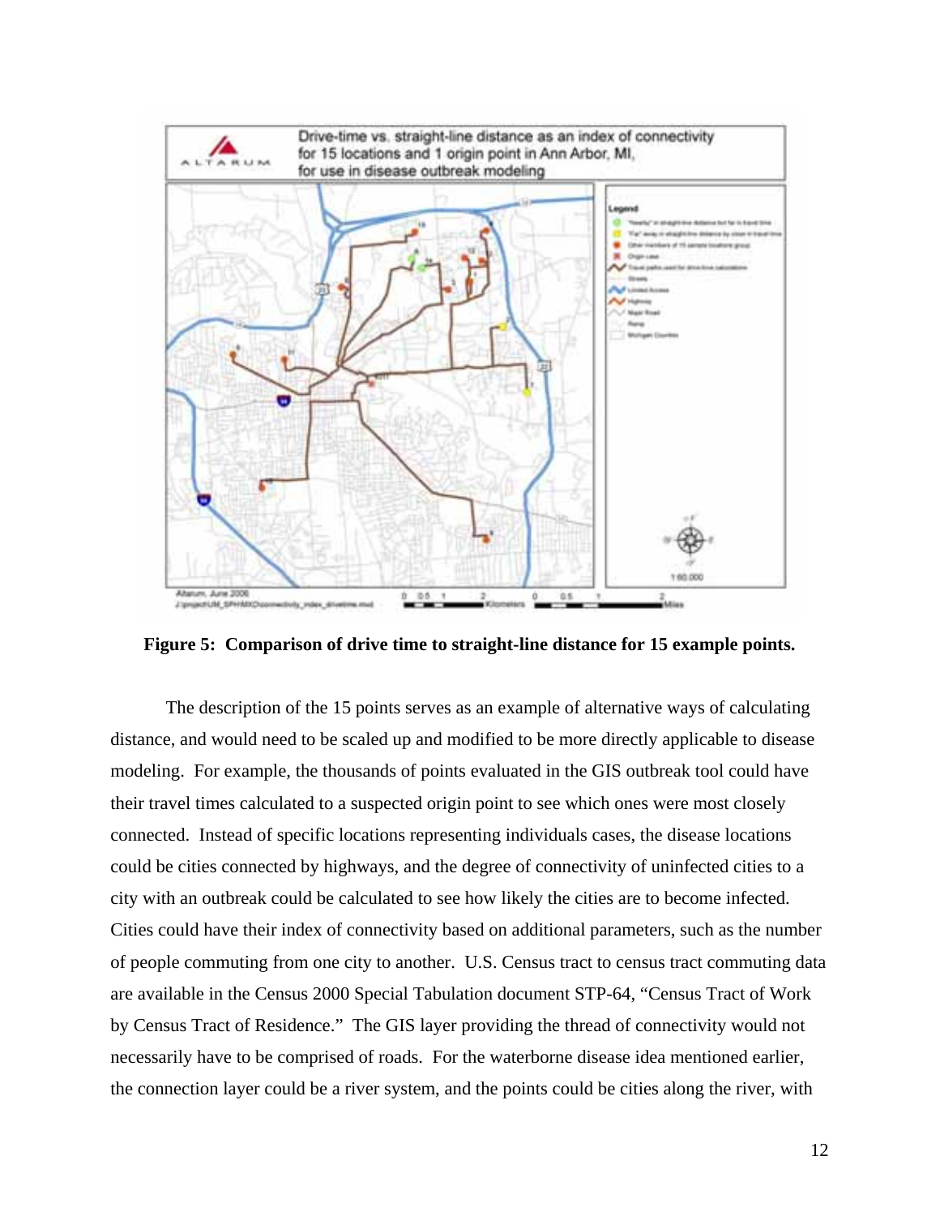**Figure 5: Comparison of drive time to straight-line distance for 15 example points.**

The description of the 15 points serves as an example of alternative ways of calculating distance, and would need to be scaled up and modified to be more directly applicable to disease modeling. For example, the thousands of points evaluated in the GIS outbreak tool could have their travel times calculated to a suspected origin point to see which ones were most closely connected. Instead of specific locations representing individuals cases, the disease locations could be cities connected by highways, and the degree of connectivity of uninfected cities to a city with an outbreak could be calculated to see how likely the cities are to become infected. Cities could have their index of connectivity based on additional parameters, such as the number of people commuting from one city to another. U.S. Census tract to census tract commuting data are available in the Census 2000 Special Tabulation document STP-64, "Census Tract of Work by Census Tract of Residence." The GIS layer providing the thread of connectivity would not necessarily have to be comprised of roads. For the waterborne disease idea mentioned earlier, the connection layer could be a river system, and the points could be cities along the river, with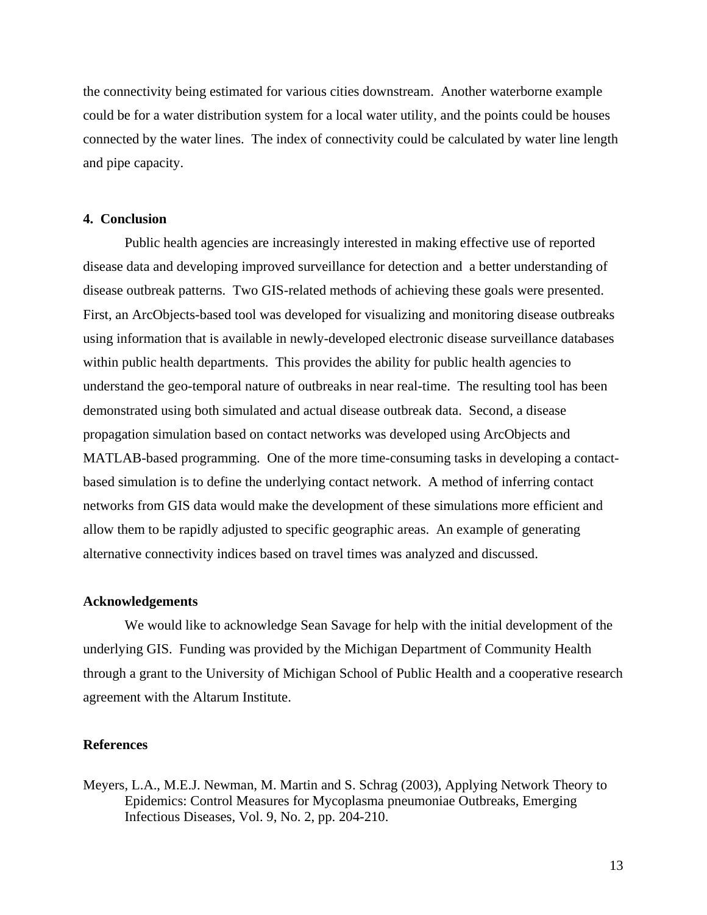the connectivity being estimated for various cities downstream. Another waterborne example could be for a water distribution system for a local water utility, and the points could be houses connected by the water lines. The index of connectivity could be calculated by water line length and pipe capacity.

## 4. Conclusion

Public health agencies are increasingly interested in making effective use of reported disease data and developing improved surveillance for detection and a better understanding of disease outbreak patterns. Two GIS-related methods of achieving these goals were presented. First, an ArcObjects-based tool was developed for visualizing and monitoring disease outbreaks using information that is available in newly-developed electronic disease surveillance databases within public health departments. This provides the ability for public health agencies to understand the geo-temporal nature of outbreaks in near real-time. The resulting tool has been demonstrated using both simulated and actual disease outbreak data. Second, a disease propagation simulation based on contact networks was developed using ArcObjects and MATLAB-based programming. One of the more time-consuming tasks in developing a contact-based simulation is to define the underlying contact network. A method of inferring contact networks from GIS data would make the development of these simulations more efficient and allow them to be rapidly adjusted to specific geographic areas. An example of generating alternative connectivity indices based on travel times was analyzed and discussed.

## Acknowledgements

We would like to acknowledge Sean Savage for help with the initial development of the underlying GIS. Funding was provided by the Michigan Department of Community Health through a grant to the University of Michigan School of Public Health and a cooperative research agreement with the Altarum Institute.

## References

Meyers, L.A., M.E.J. Newman, M. Martin and S. Schrag (2003), Applying Network Theory to Epidemics: Control Measures for Mycoplasma pneumoniae Outbreaks, Emerging Infectious Diseases, Vol. 9, No. 2, pp. 204-210.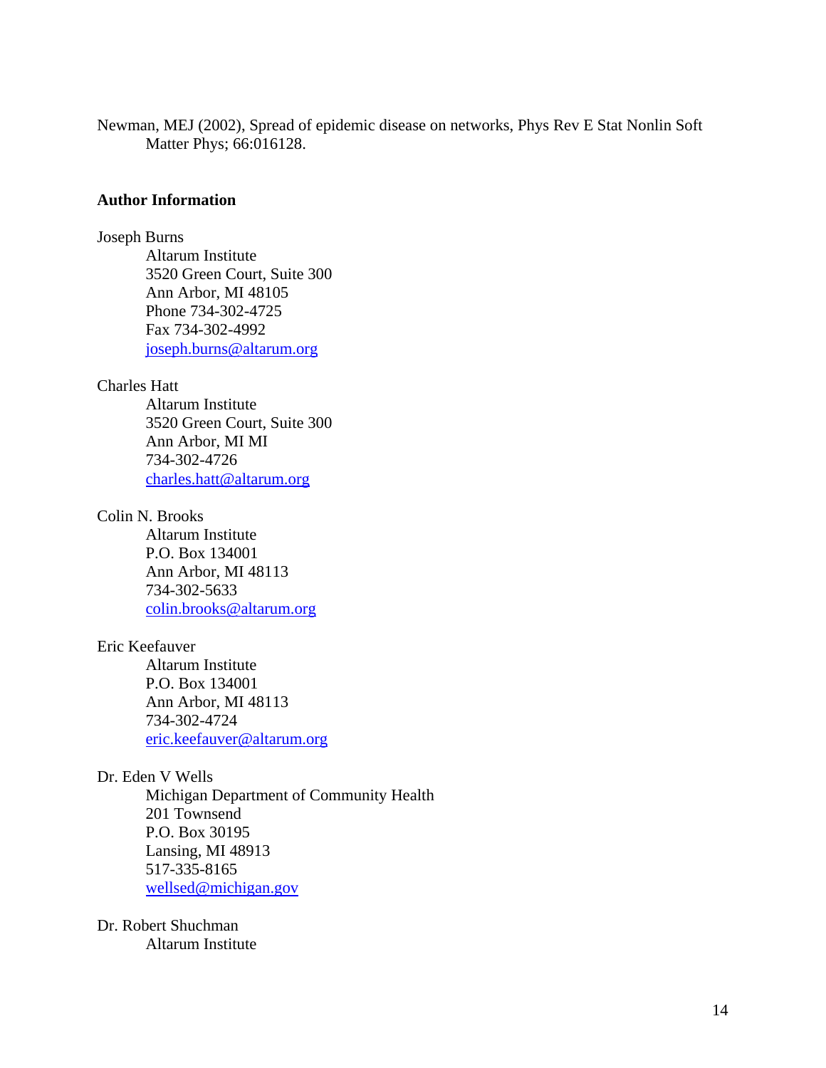Newman, MEJ (2002), Spread of epidemic disease on networks, Phys Rev E Stat Nonlin Soft Matter Phys; 66:016128.

**Author Information**

Joseph Burns
Altarum Institute
3520 Green Court, Suite 300
Ann Arbor, MI 48105
Phone 734-302-4725
Fax 734-302-4992
joseph.burns@altarum.org

Charles Hatt
Altarum Institute
3520 Green Court, Suite 300
Ann Arbor, MI MI
734-302-4726
charles.hatt@altarum.org

Colin N. Brooks
Altarum Institute
P.O. Box 134001
Ann Arbor, MI 48113
734-302-5633
colin.brooks@altarum.org

Eric Keefauver
Altarum Institute
P.O. Box 134001
Ann Arbor, MI 48113
734-302-4724
eric.keefauver@altarum.org

Dr. Eden V Wells
Michigan Department of Community Health
201 Townsend
P.O. Box 30195
Lansing, MI 48913
517-335-8165
wellsed@michigan.gov

Dr. Robert Shuchman
Altarum Institute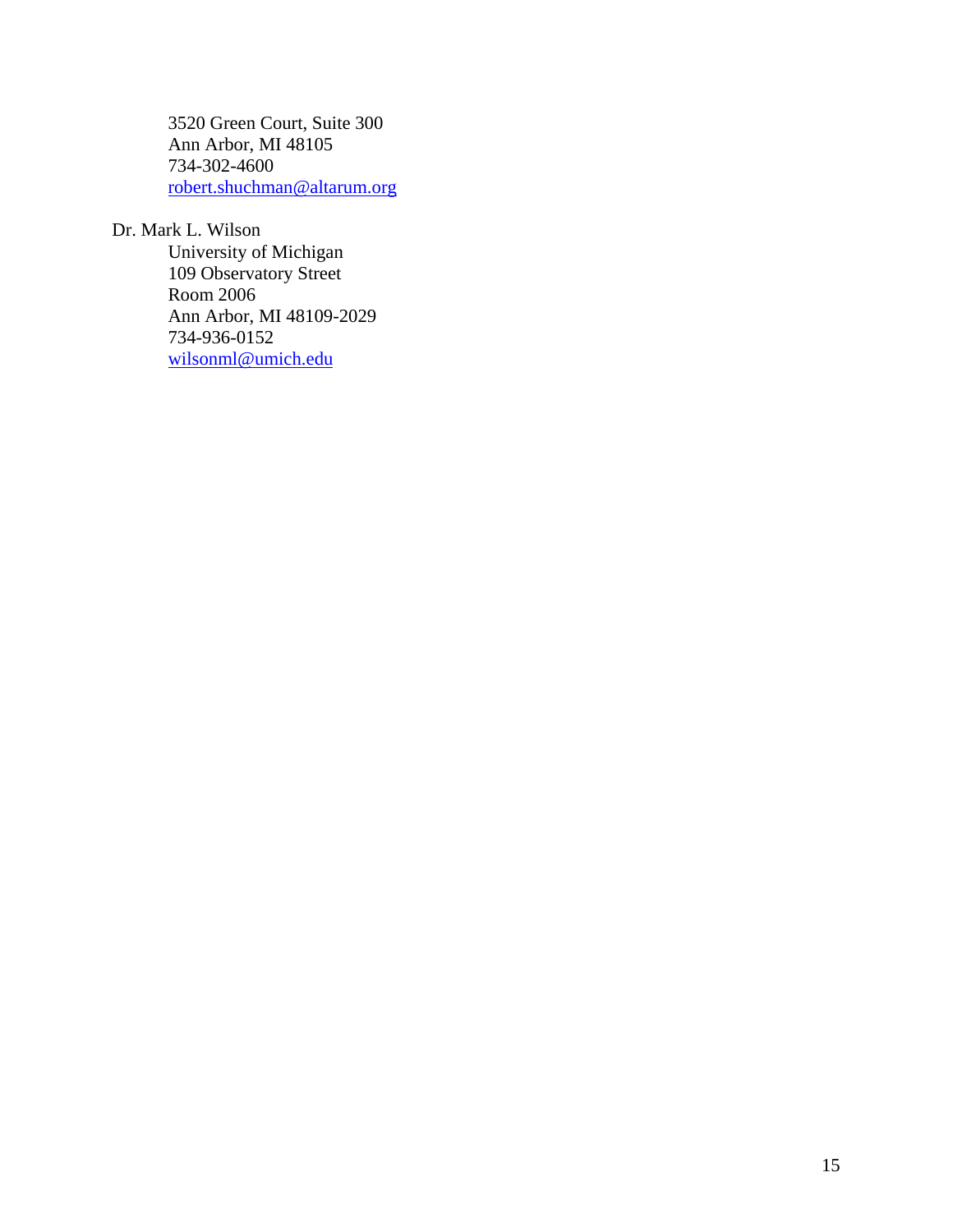3520 Green Court, Suite 300
Ann Arbor, MI 48105
734-302-4600
robert.shuchman@altarum.org

Dr. Mark L. Wilson
University of Michigan
109 Observatory Street
Room 2006
Ann Arbor, MI 48109-2029
734-936-0152
wilsonml@umich.edu